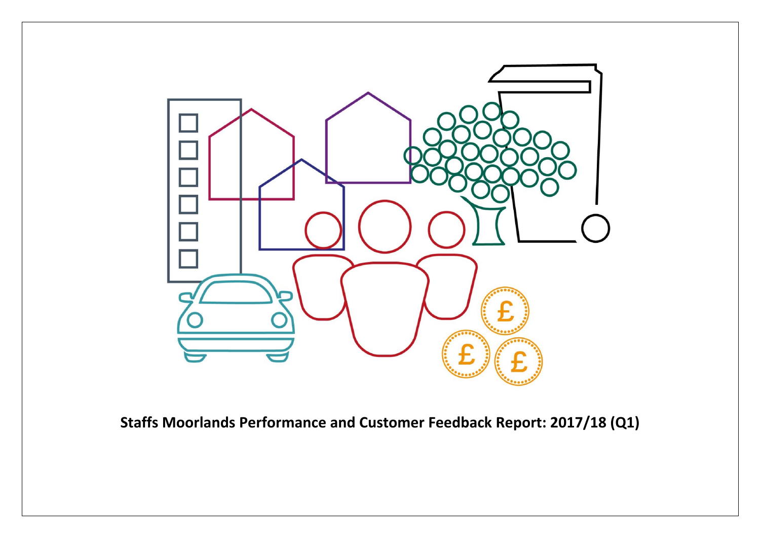# Staffs Moorlands Performance and Customer Feedback Report: 2017/18 (Q1)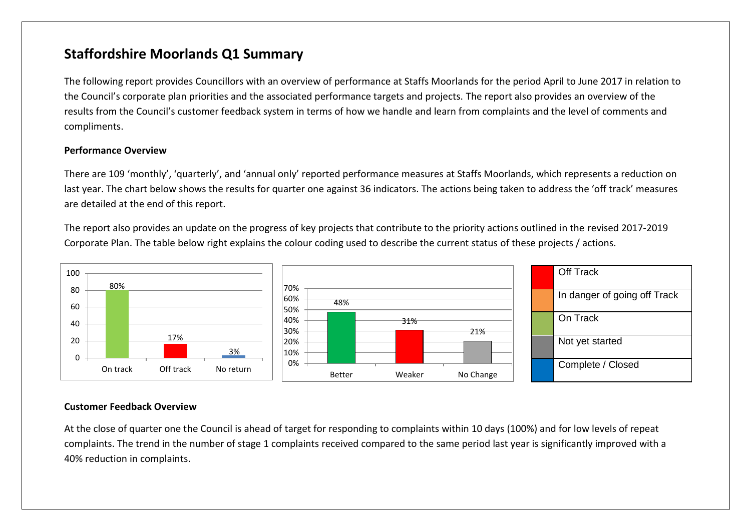# Staffordshire Moorlands Q1 Summary

The following report provides Councillors with an overview of performance at Staffs Moorlands for the period April to June 2017 in relation to the Council's corporate plan priorities and the associated performance targets and projects. The report also provides an overview of the results from the Council's customer feedback system in terms of how we handle and learn from complaints and the level of comments and compliments.

**Performance Overview**

There are 109 'monthly', 'quarterly', and 'annual only' reported performance measures at Staffs Moorlands, which represents a reduction on last year. The chart below shows the results for quarter one against 36 indicators. The actions being taken to address the 'off track' measures are detailed at the end of this report.

The report also provides an update on the progress of key projects that contribute to the priority actions outlined in the revised 2017-2019 Corporate Plan. The table below right explains the colour coding used to describe the current status of these projects / actions.

| Status | Value |
|---|---|
| On track | 80% |
| Off track | 17% |
| No return | 3% |

| Trend | Value |
|---|---|
| Better | 48% |
| Weaker | 31% |
| No Change | 21% |

| Colour | Status |
|---|---|
| Red | Off Track |
| Orange | In danger of going off Track |
| Green | On Track |
| Grey | Not yet started |
| Blue | Complete / Closed |

**Customer Feedback Overview**

At the close of quarter one the Council is ahead of target for responding to complaints within 10 days (100%) and for low levels of repeat complaints. The trend in the number of stage 1 complaints received compared to the same period last year is significantly improved with a 40% reduction in complaints.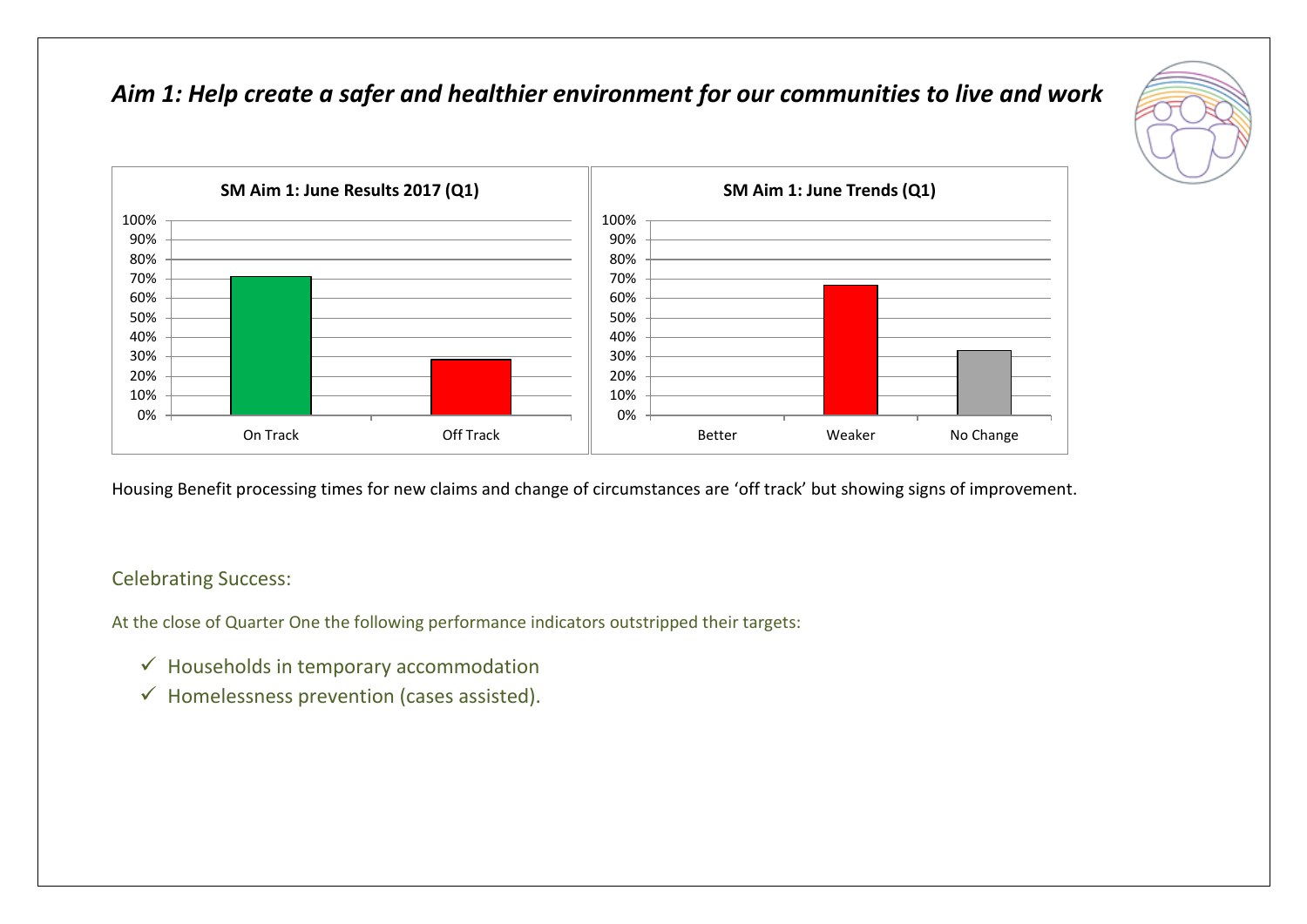# *Aim 1: Help create a safer and healthier environment for our communities to live and work*

**SM Aim 1: June Results 2017 (Q1)**

**SM Aim 1: June Trends (Q1)**

Housing Benefit processing times for new claims and change of circumstances are 'off track' but showing signs of improvement.

## Celebrating Success:

At the close of Quarter One the following performance indicators outstripped their targets:

- ✓ Households in temporary accommodation
- ✓ Homelessness prevention (cases assisted).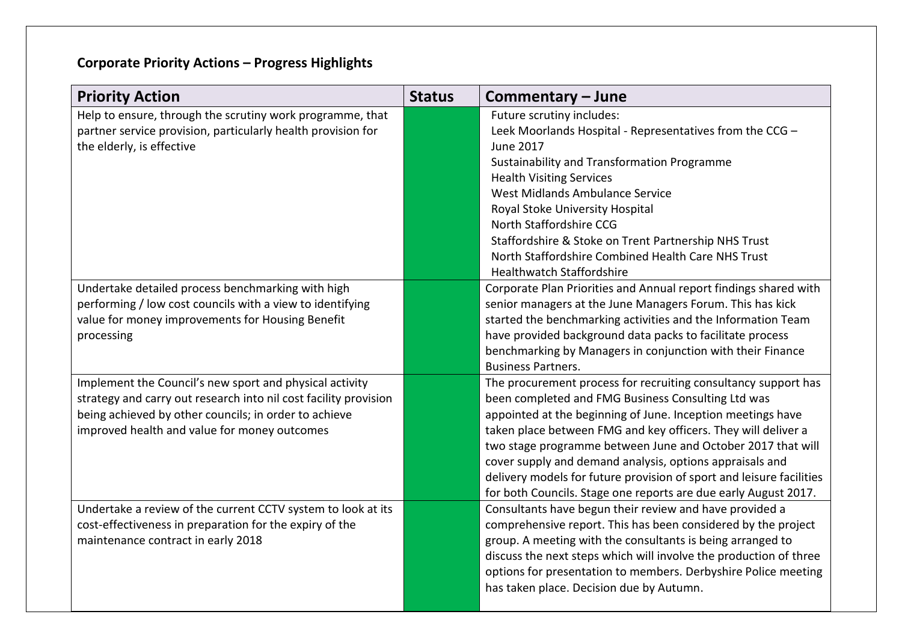**Corporate Priority Actions – Progress Highlights**

| Priority Action | Status | Commentary – June |
|---|---|---|
| Help to ensure, through the scrutiny work programme, that partner service provision, particularly health provision for the elderly, is effective | | Future scrutiny includes:<br>Leek Moorlands Hospital - Representatives from the CCG – June 2017<br>Sustainability and Transformation Programme<br>Health Visiting Services<br>West Midlands Ambulance Service<br>Royal Stoke University Hospital<br>North Staffordshire CCG<br>Staffordshire & Stoke on Trent Partnership NHS Trust<br>North Staffordshire Combined Health Care NHS Trust<br>Healthwatch Staffordshire |
| Undertake detailed process benchmarking with high performing / low cost councils with a view to identifying value for money improvements for Housing Benefit processing | | Corporate Plan Priorities and Annual report findings shared with senior managers at the June Managers Forum. This has kick started the benchmarking activities and the Information Team have provided background data packs to facilitate process benchmarking by Managers in conjunction with their Finance Business Partners. |
| Implement the Council's new sport and physical activity strategy and carry out research into nil cost facility provision being achieved by other councils; in order to achieve improved health and value for money outcomes | | The procurement process for recruiting consultancy support has been completed and FMG Business Consulting Ltd was appointed at the beginning of June. Inception meetings have taken place between FMG and key officers. They will deliver a two stage programme between June and October 2017 that will cover supply and demand analysis, options appraisals and delivery models for future provision of sport and leisure facilities for both Councils. Stage one reports are due early August 2017. |
| Undertake a review of the current CCTV system to look at its cost-effectiveness in preparation for the expiry of the maintenance contract in early 2018 | | Consultants have begun their review and have provided a comprehensive report. This has been considered by the project group. A meeting with the consultants is being arranged to discuss the next steps which will involve the production of three options for presentation to members. Derbyshire Police meeting has taken place. Decision due by Autumn. |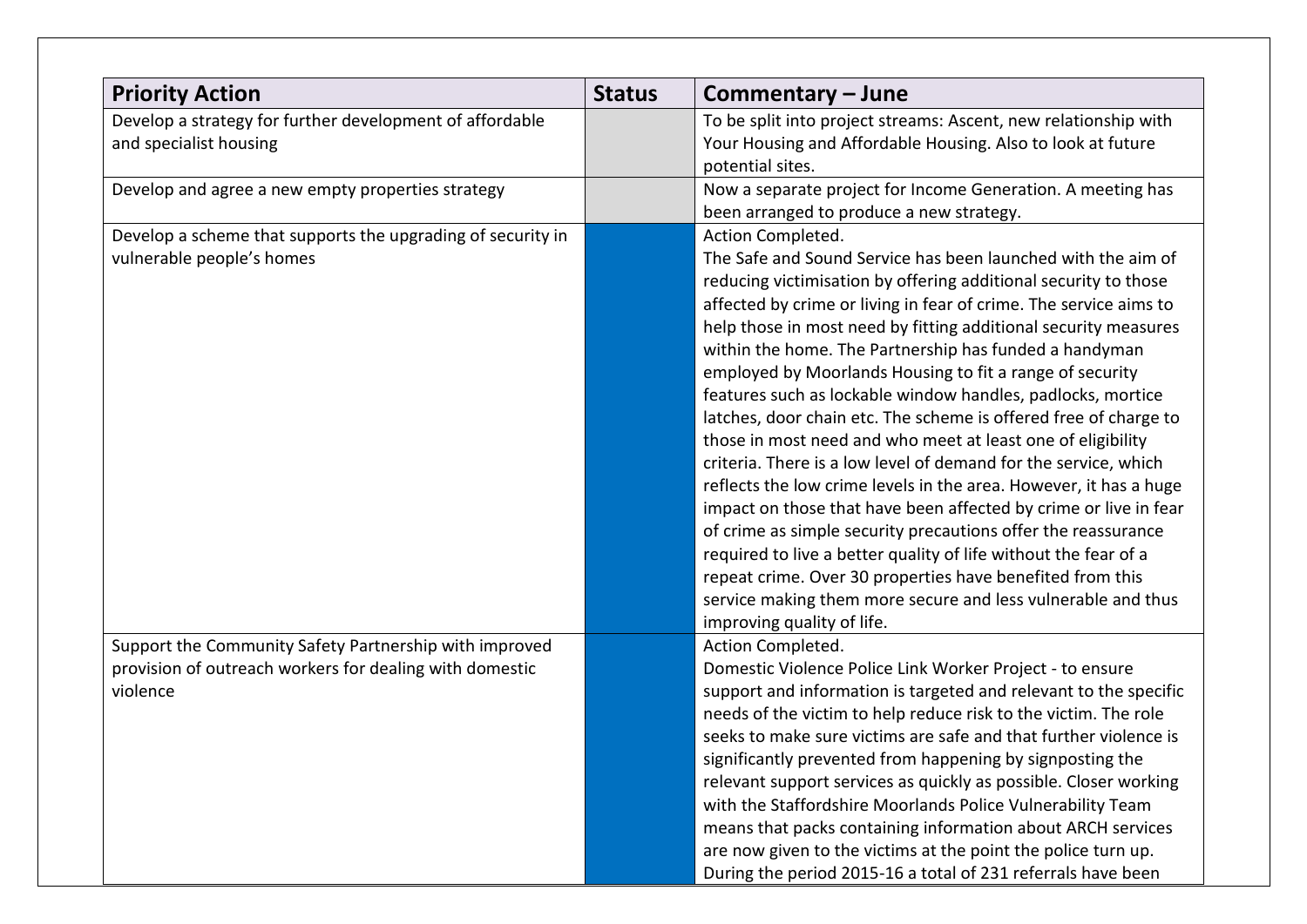| Priority Action | Status | Commentary – June |
|---|---|---|
| Develop a strategy for further development of affordable and specialist housing | | To be split into project streams: Ascent, new relationship with Your Housing and Affordable Housing. Also to look at future potential sites. |
| Develop and agree a new empty properties strategy | | Now a separate project for Income Generation. A meeting has been arranged to produce a new strategy. |
| Develop a scheme that supports the upgrading of security in vulnerable people's homes | | Action Completed. The Safe and Sound Service has been launched with the aim of reducing victimisation by offering additional security to those affected by crime or living in fear of crime. The service aims to help those in most need by fitting additional security measures within the home. The Partnership has funded a handyman employed by Moorlands Housing to fit a range of security features such as lockable window handles, padlocks, mortice latches, door chain etc. The scheme is offered free of charge to those in most need and who meet at least one of eligibility criteria. There is a low level of demand for the service, which reflects the low crime levels in the area. However, it has a huge impact on those that have been affected by crime or live in fear of crime as simple security precautions offer the reassurance required to live a better quality of life without the fear of a repeat crime. Over 30 properties have benefited from this service making them more secure and less vulnerable and thus improving quality of life. |
| Support the Community Safety Partnership with improved provision of outreach workers for dealing with domestic violence | | Action Completed. Domestic Violence Police Link Worker Project - to ensure support and information is targeted and relevant to the specific needs of the victim to help reduce risk to the victim. The role seeks to make sure victims are safe and that further violence is significantly prevented from happening by signposting the relevant support services as quickly as possible. Closer working with the Staffordshire Moorlands Police Vulnerability Team means that packs containing information about ARCH services are now given to the victims at the point the police turn up. During the period 2015-16 a total of 231 referrals have been |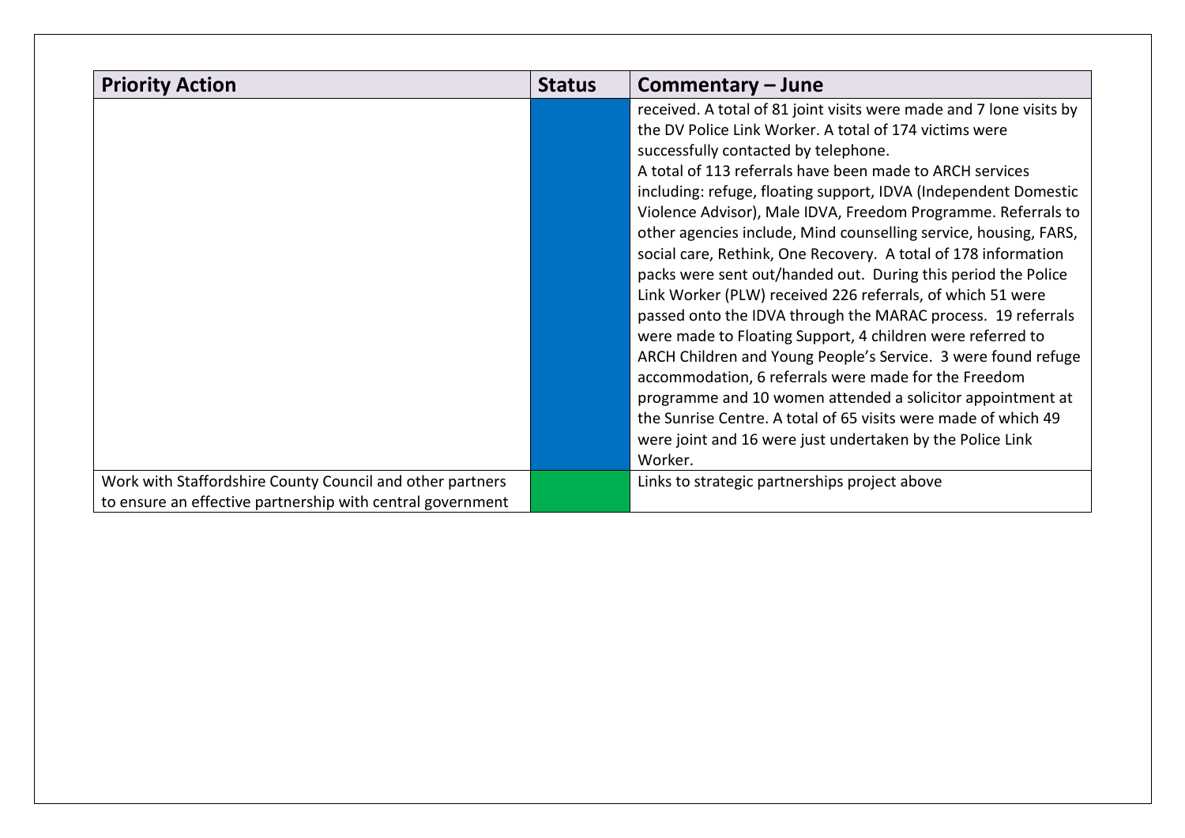| Priority Action | Status | Commentary – June |
|---|---|---|
| | | received. A total of 81 joint visits were made and 7 lone visits by the DV Police Link Worker. A total of 174 victims were successfully contacted by telephone.<br>A total of 113 referrals have been made to ARCH services including: refuge, floating support, IDVA (Independent Domestic Violence Advisor), Male IDVA, Freedom Programme. Referrals to other agencies include, Mind counselling service, housing, FARS, social care, Rethink, One Recovery. A total of 178 information packs were sent out/handed out. During this period the Police Link Worker (PLW) received 226 referrals, of which 51 were passed onto the IDVA through the MARAC process. 19 referrals were made to Floating Support, 4 children were referred to ARCH Children and Young People's Service. 3 were found refuge accommodation, 6 referrals were made for the Freedom programme and 10 women attended a solicitor appointment at the Sunrise Centre. A total of 65 visits were made of which 49 were joint and 16 were just undertaken by the Police Link Worker. |
| Work with Staffordshire County Council and other partners to ensure an effective partnership with central government | | Links to strategic partnerships project above |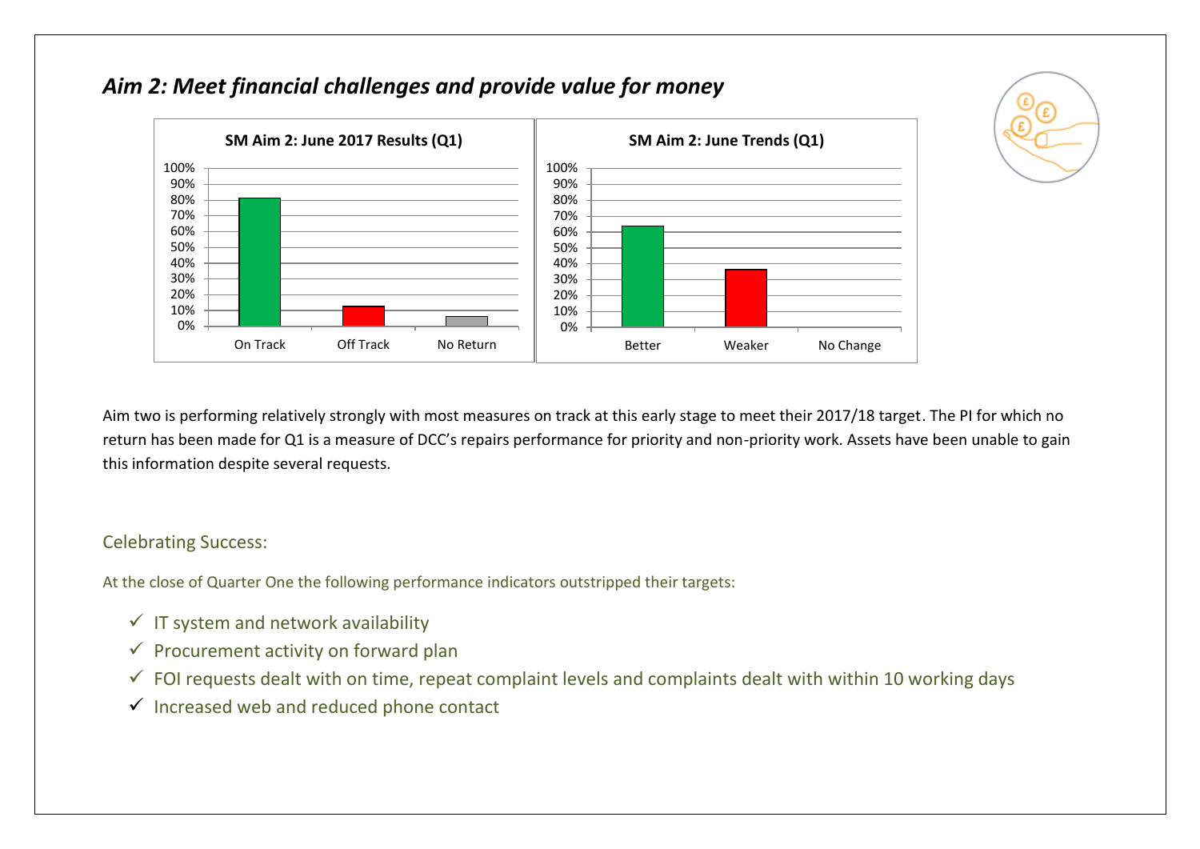## *Aim 2: Meet financial challenges and provide value for money*

**SM Aim 2: June 2017 Results (Q1)**

| | On Track | Off Track | No Return |
|---|---|---|---|

**SM Aim 2: June Trends (Q1)**

| | Better | Weaker | No Change |
|---|---|---|---|

Aim two is performing relatively strongly with most measures on track at this early stage to meet their 2017/18 target. The PI for which no return has been made for Q1 is a measure of DCC's repairs performance for priority and non-priority work. Assets have been unable to gain this information despite several requests.

### Celebrating Success:

At the close of Quarter One the following performance indicators outstripped their targets:

- ✓ IT system and network availability
- ✓ Procurement activity on forward plan
- ✓ FOI requests dealt with on time, repeat complaint levels and complaints dealt with within 10 working days
- ✓ Increased web and reduced phone contact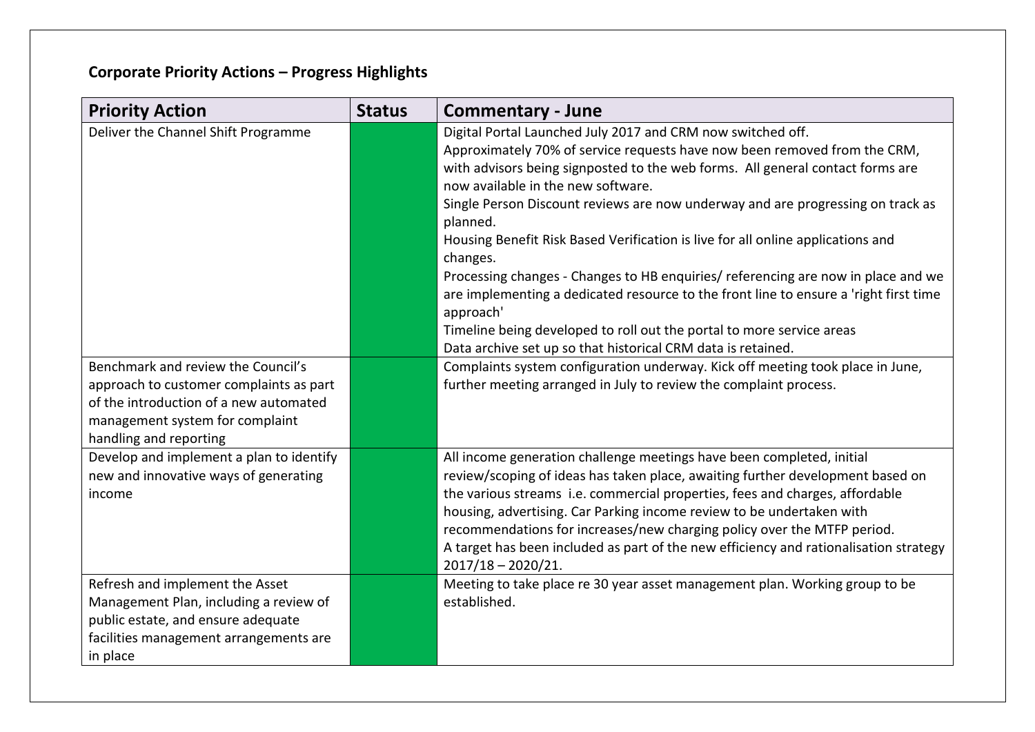**Corporate Priority Actions – Progress Highlights**

| Priority Action | Status | Commentary - June |
|---|---|---|
| Deliver the Channel Shift Programme | | Digital Portal Launched July 2017 and CRM now switched off.<br>Approximately 70% of service requests have now been removed from the CRM, with advisors being signposted to the web forms. All general contact forms are now available in the new software.<br>Single Person Discount reviews are now underway and are progressing on track as planned.<br>Housing Benefit Risk Based Verification is live for all online applications and changes.<br>Processing changes - Changes to HB enquiries/ referencing are now in place and we are implementing a dedicated resource to the front line to ensure a 'right first time approach'<br>Timeline being developed to roll out the portal to more service areas<br>Data archive set up so that historical CRM data is retained. |
| Benchmark and review the Council's approach to customer complaints as part of the introduction of a new automated management system for complaint handling and reporting | | Complaints system configuration underway. Kick off meeting took place in June, further meeting arranged in July to review the complaint process. |
| Develop and implement a plan to identify new and innovative ways of generating income | | All income generation challenge meetings have been completed, initial review/scoping of ideas has taken place, awaiting further development based on the various streams i.e. commercial properties, fees and charges, affordable housing, advertising. Car Parking income review to be undertaken with recommendations for increases/new charging policy over the MTFP period.<br>A target has been included as part of the new efficiency and rationalisation strategy 2017/18 – 2020/21. |
| Refresh and implement the Asset Management Plan, including a review of public estate, and ensure adequate facilities management arrangements are in place | | Meeting to take place re 30 year asset management plan. Working group to be established. |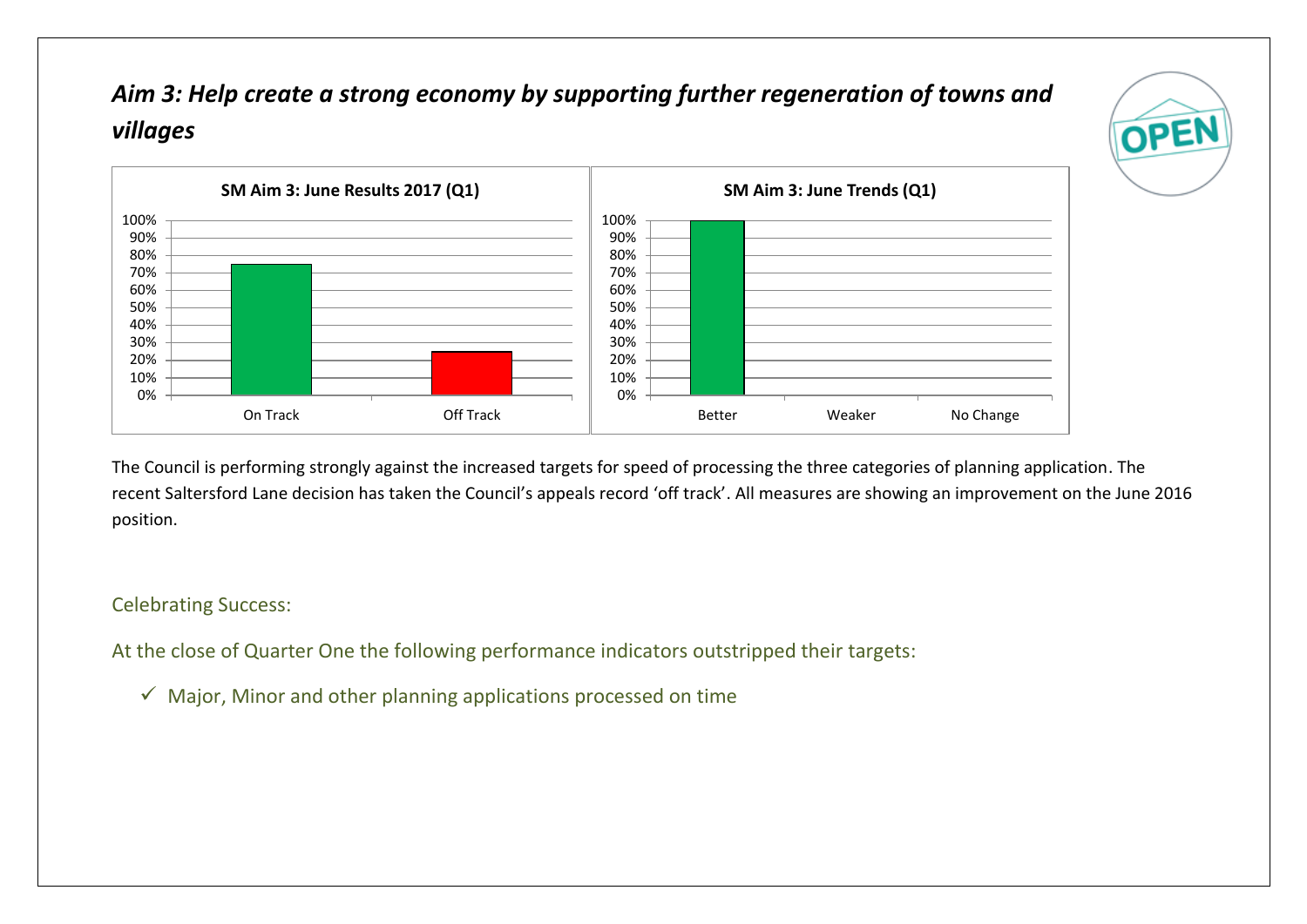## *Aim 3: Help create a strong economy by supporting further regeneration of towns and villages*

**SM Aim 3: June Results 2017 (Q1)**

| | On Track | Off Track |
|---|---|---|
| % | 75% | 25% |

**SM Aim 3: June Trends (Q1)**

| | Better | Weaker | No Change |
|---|---|---|---|
| % | 100% | 0% | 0% |

The Council is performing strongly against the increased targets for speed of processing the three categories of planning application. The recent Saltersford Lane decision has taken the Council's appeals record 'off track'. All measures are showing an improvement on the June 2016 position.

Celebrating Success:

At the close of Quarter One the following performance indicators outstripped their targets:

- ✓ Major, Minor and other planning applications processed on time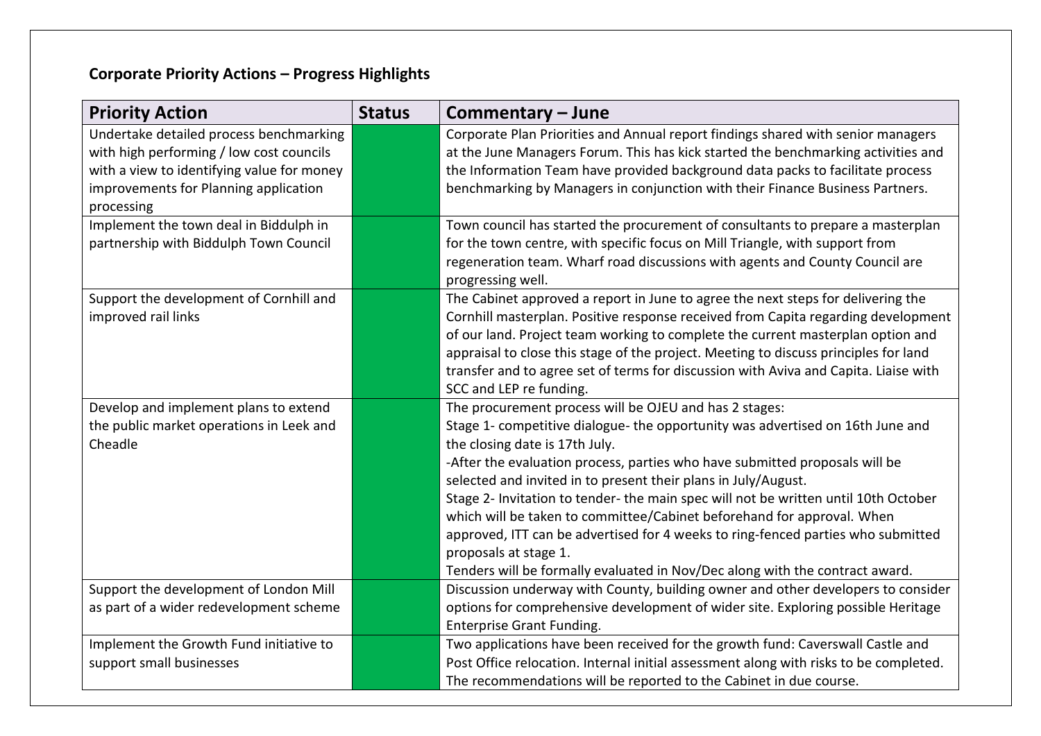**Corporate Priority Actions – Progress Highlights**

| Priority Action | Status | Commentary – June |
|---|---|---|
| Undertake detailed process benchmarking with high performing / low cost councils with a view to identifying value for money improvements for Planning application processing | | Corporate Plan Priorities and Annual report findings shared with senior managers at the June Managers Forum. This has kick started the benchmarking activities and the Information Team have provided background data packs to facilitate process benchmarking by Managers in conjunction with their Finance Business Partners. |
| Implement the town deal in Biddulph in partnership with Biddulph Town Council | | Town council has started the procurement of consultants to prepare a masterplan for the town centre, with specific focus on Mill Triangle, with support from regeneration team. Wharf road discussions with agents and County Council are progressing well. |
| Support the development of Cornhill and improved rail links | | The Cabinet approved a report in June to agree the next steps for delivering the Cornhill masterplan. Positive response received from Capita regarding development of our land. Project team working to complete the current masterplan option and appraisal to close this stage of the project. Meeting to discuss principles for land transfer and to agree set of terms for discussion with Aviva and Capita. Liaise with SCC and LEP re funding. |
| Develop and implement plans to extend the public market operations in Leek and Cheadle | | The procurement process will be OJEU and has 2 stages:<br>Stage 1- competitive dialogue- the opportunity was advertised on 16th June and the closing date is 17th July.<br>-After the evaluation process, parties who have submitted proposals will be selected and invited in to present their plans in July/August.<br>Stage 2- Invitation to tender- the main spec will not be written until 10th October which will be taken to committee/Cabinet beforehand for approval. When approved, ITT can be advertised for 4 weeks to ring-fenced parties who submitted proposals at stage 1.<br>Tenders will be formally evaluated in Nov/Dec along with the contract award. |
| Support the development of London Mill as part of a wider redevelopment scheme | | Discussion underway with County, building owner and other developers to consider options for comprehensive development of wider site. Exploring possible Heritage Enterprise Grant Funding. |
| Implement the Growth Fund initiative to support small businesses | | Two applications have been received for the growth fund: Caverswall Castle and Post Office relocation. Internal initial assessment along with risks to be completed. The recommendations will be reported to the Cabinet in due course. |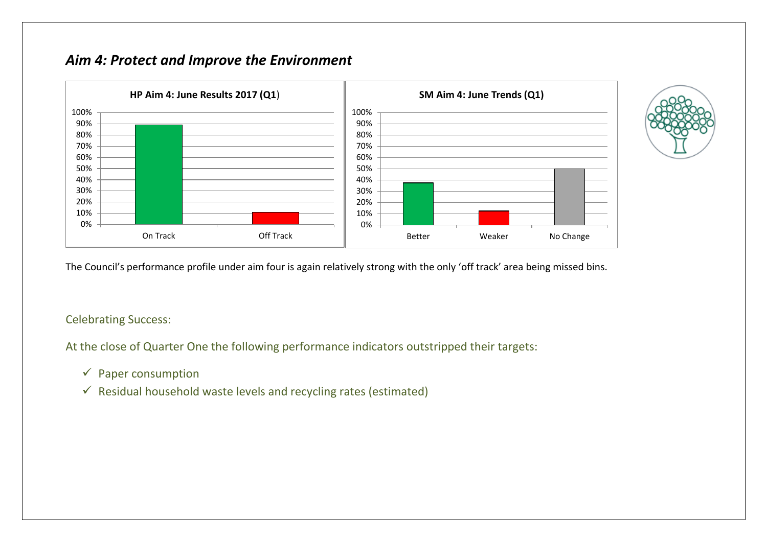## *Aim 4: Protect and Improve the Environment*

The Council's performance profile under aim four is again relatively strong with the only 'off track' area being missed bins.

Celebrating Success:

At the close of Quarter One the following performance indicators outstripped their targets:

- ✓ Paper consumption
- ✓ Residual household waste levels and recycling rates (estimated)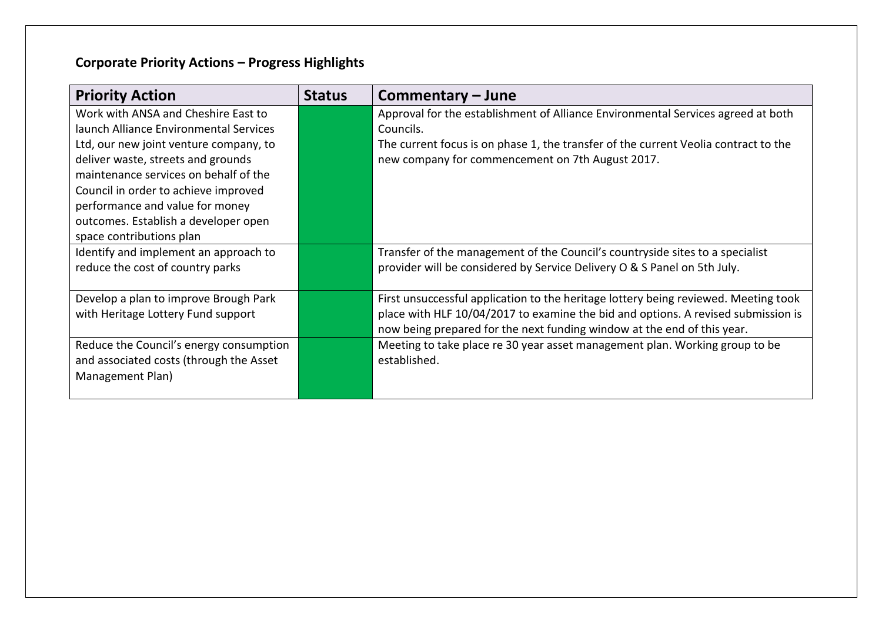## Corporate Priority Actions – Progress Highlights

| Priority Action | Status | Commentary – June |
| --- | --- | --- |
| Work with ANSA and Cheshire East to launch Alliance Environmental Services Ltd, our new joint venture company, to deliver waste, streets and grounds maintenance services on behalf of the Council in order to achieve improved performance and value for money outcomes. Establish a developer open space contributions plan | | Approval for the establishment of Alliance Environmental Services agreed at both Councils.<br>The current focus is on phase 1, the transfer of the current Veolia contract to the new company for commencement on 7th August 2017. |
| Identify and implement an approach to reduce the cost of country parks | | Transfer of the management of the Council's countryside sites to a specialist provider will be considered by Service Delivery O & S Panel on 5th July. |
| Develop a plan to improve Brough Park with Heritage Lottery Fund support | | First unsuccessful application to the heritage lottery being reviewed. Meeting took place with HLF 10/04/2017 to examine the bid and options. A revised submission is now being prepared for the next funding window at the end of this year. |
| Reduce the Council's energy consumption and associated costs (through the Asset Management Plan) | | Meeting to take place re 30 year asset management plan. Working group to be established. |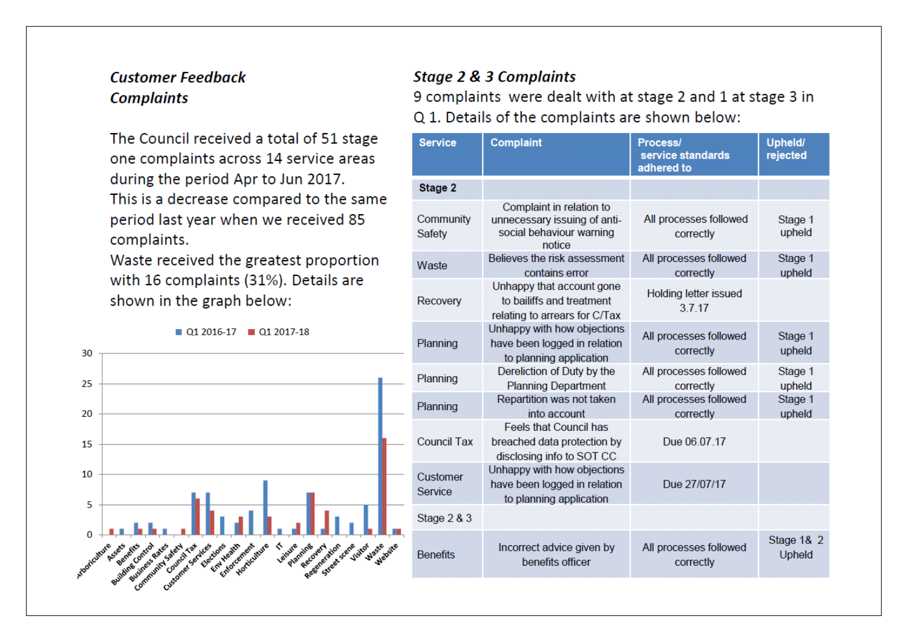### *Customer Feedback*
### *Complaints*

The Council received a total of 51 stage one complaints across 14 service areas during the period Apr to Jun 2017.
This is a decrease compared to the same period last year when we received 85 complaints.
Waste received the greatest proportion with 16 complaints (31%). Details are shown in the graph below:

| Service | Q1 2016-17 | Q1 2017-18 |
|---|---|---|
| Arboriculture | 0 | 1 |
| Assets | 1 | 0 |
| Benefits | 2 | 1 |
| Building Control | 2 | 1 |
| Business Rates | 1 | 0 |
| Community Safety | 0 | 1 |
| Council Tax | 7 | 6 |
| Customer Services | 7 | 4 |
| Elections | 3 | 0 |
| Env Health | 2 | 3 |
| Enforcement | 4 | 0 |
| Horticulture | 9 | 3 |
| IT | 1 | 0 |
| Leisure | 1 | 2 |
| Planning | 7 | 7 |
| Recovery | 1 | 4 |
| Regeneration | 3 | 0 |
| Street scene | 2 | 0 |
| Visitor | 5 | 1 |
| Waste | 26 | 16 |
| Website | 1 | 1 |

### *Stage 2 & 3 Complaints*

9 complaints were dealt with at stage 2 and 1 at stage 3 in Q 1. Details of the complaints are shown below:

| Service | Complaint | Process/ service standards adhered to | Upheld/ rejected |
|---|---|---|---|
| **Stage 2** | | | |
| Community Safety | Complaint in relation to unnecessary issuing of anti-social behaviour warning notice | All processes followed correctly | Stage 1 upheld |
| Waste | Believes the risk assessment contains error | All processes followed correctly | Stage 1 upheld |
| Recovery | Unhappy that account gone to bailiffs and treatment relating to arrears for C/Tax | Holding letter issued 3.7.17 | |
| Planning | Unhappy with how objections have been logged in relation to planning application | All processes followed correctly | Stage 1 upheld |
| Planning | Dereliction of Duty by the Planning Department | All processes followed correctly | Stage 1 upheld |
| Planning | Repartition was not taken into account | All processes followed correctly | Stage 1 upheld |
| Council Tax | Feels that Council has breached data protection by disclosing info to SOT CC | Due 06.07.17 | |
| Customer Service | Unhappy with how objections have been logged in relation to planning application | Due 27/07/17 | |
| Stage 2 & 3 | | | |
| Benefits | Incorrect advice given by benefits officer | All processes followed correctly | Stage 1& 2 Upheld |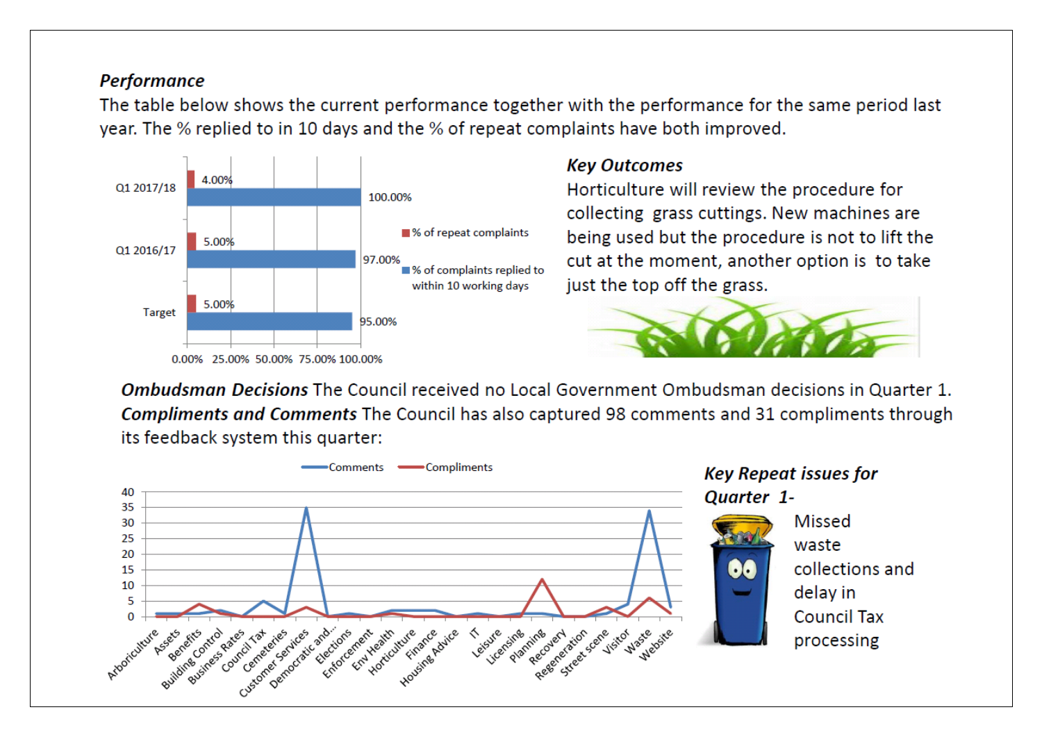***Performance***

The table below shows the current performance together with the performance for the same period last year. The % replied to in 10 days and the % of repeat complaints have both improved.

| | % of repeat complaints | % of complaints replied to within 10 working days |
|---|---|---|
| Q1 2017/18 | 4.00% | 100.00% |
| Q1 2016/17 | 5.00% | 97.00% |
| Target | 5.00% | 95.00% |

***Key Outcomes***

Horticulture will review the procedure for collecting grass cuttings. New machines are being used but the procedure is not to lift the cut at the moment, another option is to take just the top off the grass.

***Ombudsman Decisions*** The Council received no Local Government Ombudsman decisions in Quarter 1.

***Compliments and Comments*** The Council has also captured 98 comments and 31 compliments through its feedback system this quarter:

***Key Repeat issues for Quarter 1-***

Missed waste collections and delay in Council Tax processing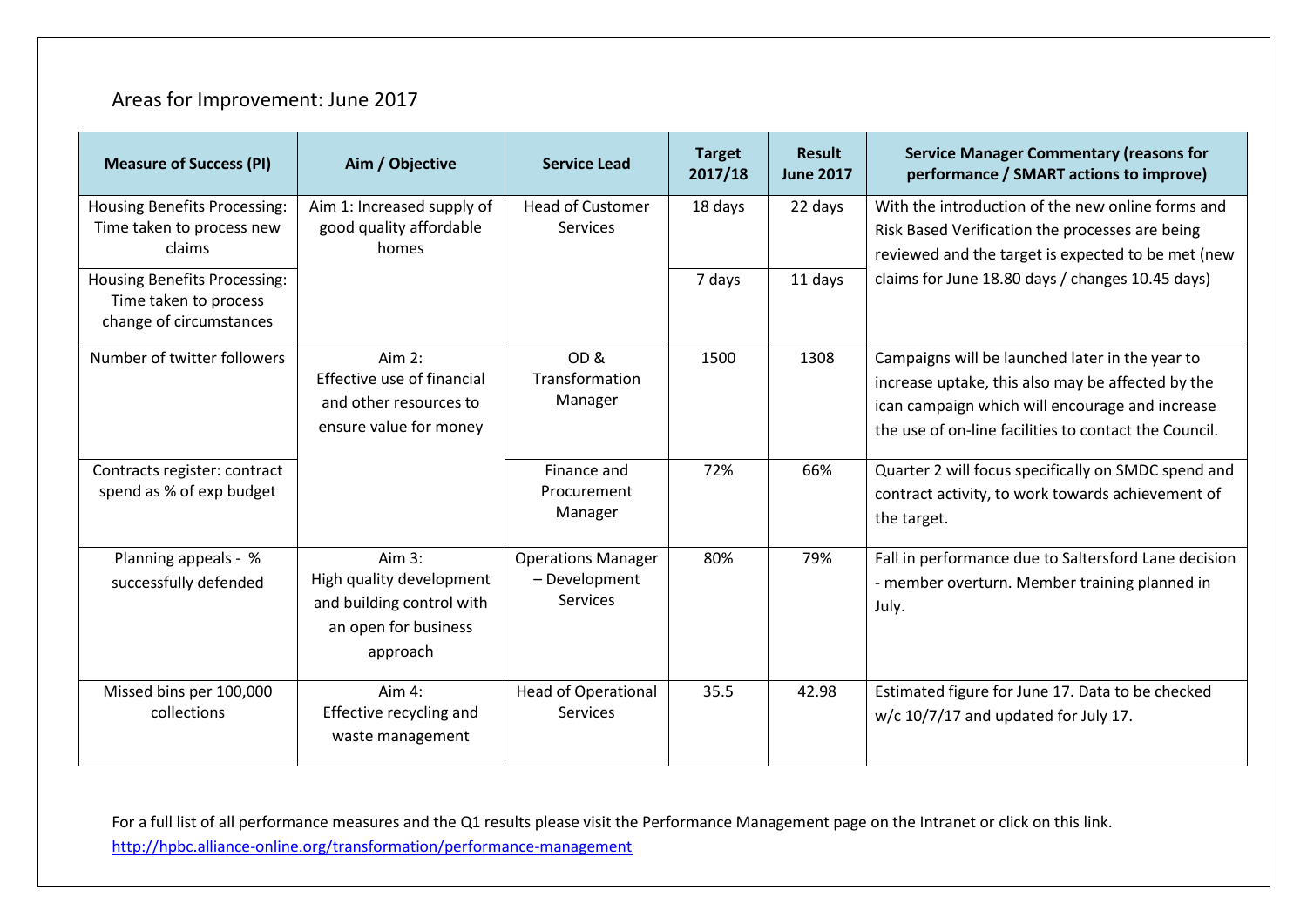Areas for Improvement: June 2017

| Measure of Success (PI) | Aim / Objective | Service Lead | Target 2017/18 | Result June 2017 | Service Manager Commentary (reasons for performance / SMART actions to improve) |
|---|---|---|---|---|---|
| Housing Benefits Processing: Time taken to process new claims | Aim 1: Increased supply of good quality affordable homes | Head of Customer Services | 18 days | 22 days | With the introduction of the new online forms and Risk Based Verification the processes are being reviewed and the target is expected to be met (new claims for June 18.80 days / changes 10.45 days) |
| Housing Benefits Processing: Time taken to process change of circumstances | | | 7 days | 11 days | |
| Number of twitter followers | Aim 2: Effective use of financial and other resources to ensure value for money | OD & Transformation Manager | 1500 | 1308 | Campaigns will be launched later in the year to increase uptake, this also may be affected by the ican campaign which will encourage and increase the use of on-line facilities to contact the Council. |
| Contracts register: contract spend as % of exp budget | | Finance and Procurement Manager | 72% | 66% | Quarter 2 will focus specifically on SMDC spend and contract activity, to work towards achievement of the target. |
| Planning appeals - % successfully defended | Aim 3: High quality development and building control with an open for business approach | Operations Manager – Development Services | 80% | 79% | Fall in performance due to Saltersford Lane decision - member overturn. Member training planned in July. |
| Missed bins per 100,000 collections | Aim 4: Effective recycling and waste management | Head of Operational Services | 35.5 | 42.98 | Estimated figure for June 17. Data to be checked w/c 10/7/17 and updated for July 17. |

For a full list of all performance measures and the Q1 results please visit the Performance Management page on the Intranet or click on this link. http://hpbc.alliance-online.org/transformation/performance-management